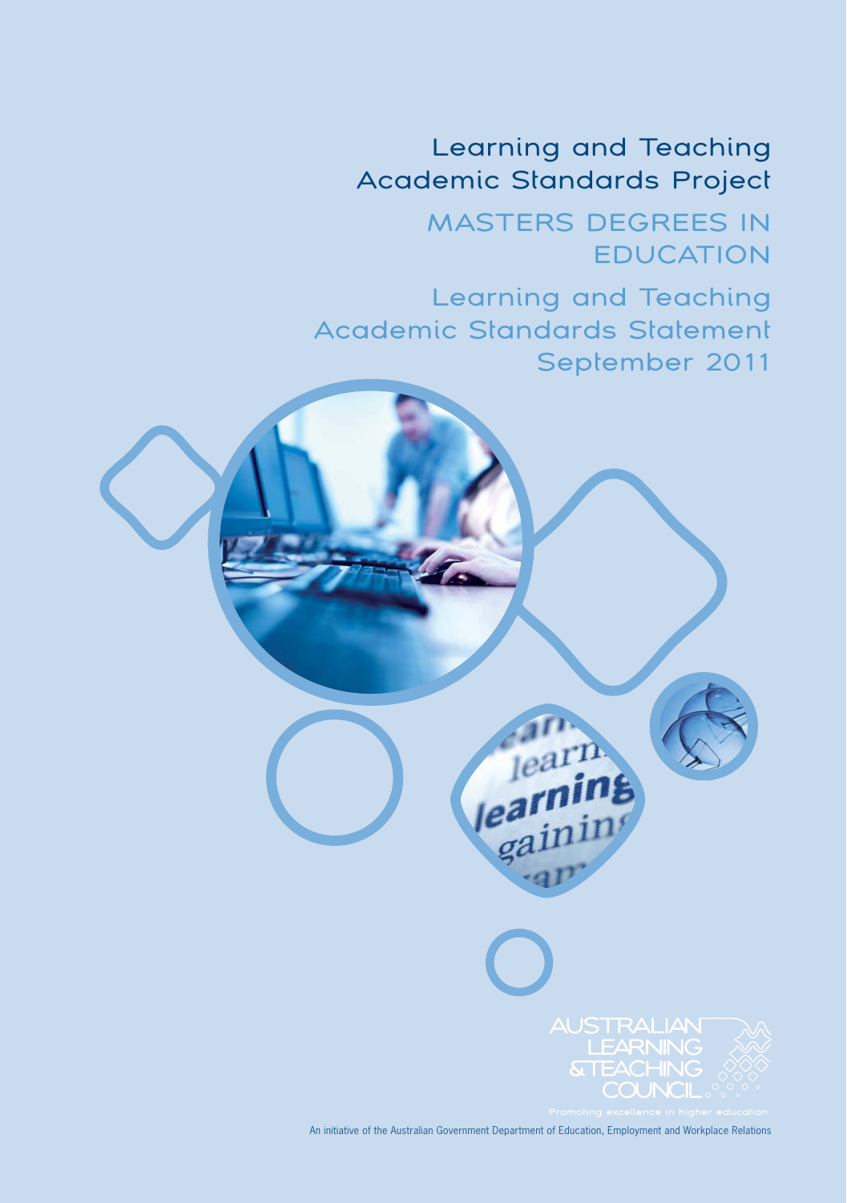# Learning and Teaching Academic Standards Project

## MASTERS DEGREES IN EDUCATION

## Learning and Teaching Academic Standards Statement September 2011

AUSTRALIAN LEARNING & TEACHING COUNCIL

Promoting excellence in higher education

An initiative of the Australian Government Department of Education, Employment and Workplace Relations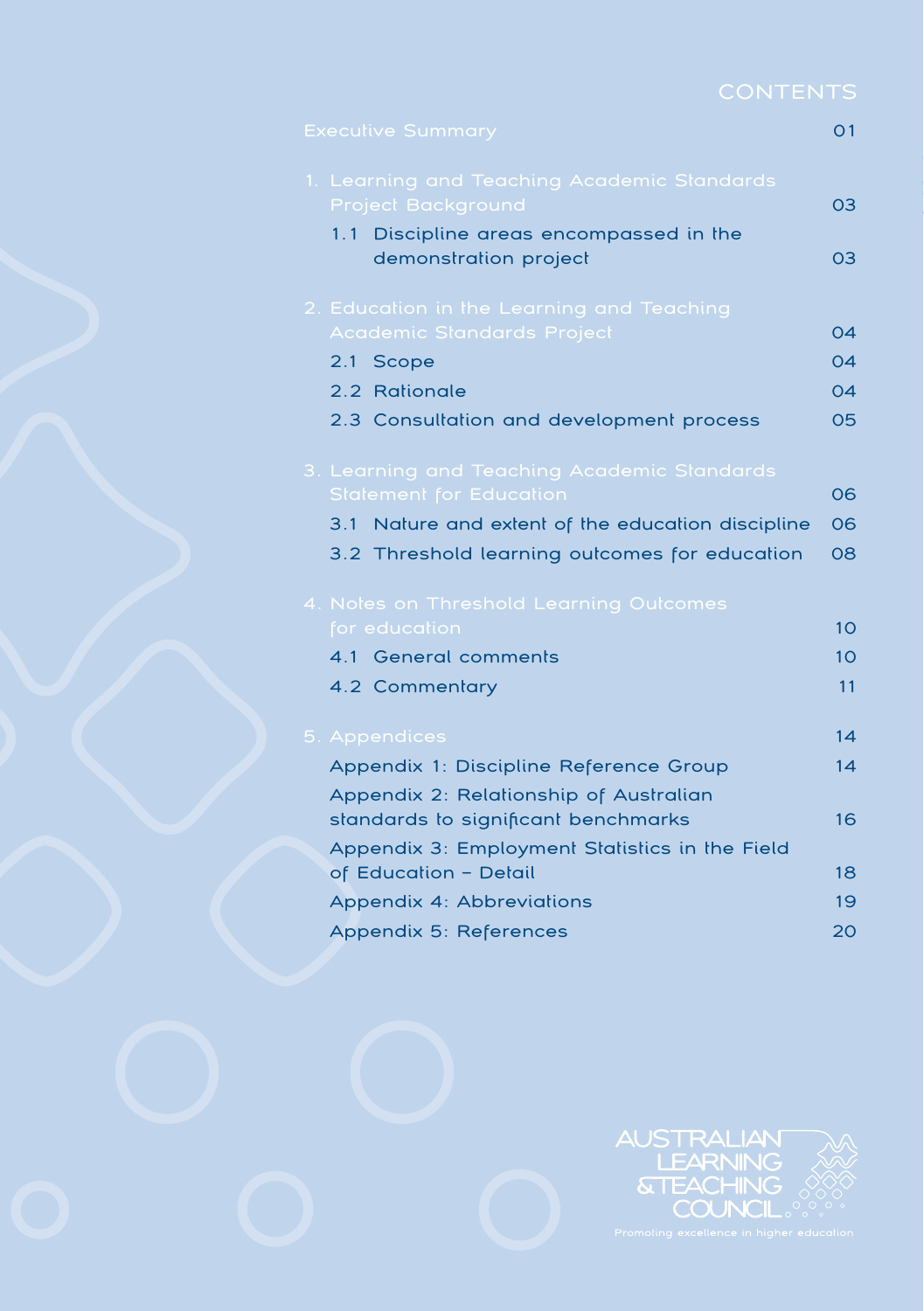# CONTENTS

| | |
|---|---|
| Executive Summary | 01 |
| 1. Learning and Teaching Academic Standards Project Background | 03 |
| 1.1 Discipline areas encompassed in the demonstration project | 03 |
| 2. Education in the Learning and Teaching Academic Standards Project | 04 |
| 2.1 Scope | 04 |
| 2.2 Rationale | 04 |
| 2.3 Consultation and development process | 05 |
| 3. Learning and Teaching Academic Standards Statement for Education | 06 |
| 3.1 Nature and extent of the education discipline | 06 |
| 3.2 Threshold learning outcomes for education | 08 |
| 4. Notes on Threshold Learning Outcomes for education | 10 |
| 4.1 General comments | 10 |
| 4.2 Commentary | 11 |
| 5. Appendices | 14 |
| Appendix 1: Discipline Reference Group | 14 |
| Appendix 2: Relationship of Australian standards to significant benchmarks | 16 |
| Appendix 3: Employment Statistics in the Field of Education – Detail | 18 |
| Appendix 4: Abbreviations | 19 |
| Appendix 5: References | 20 |

AUSTRALIAN LEARNING & TEACHING COUNCIL

Promoting excellence in higher education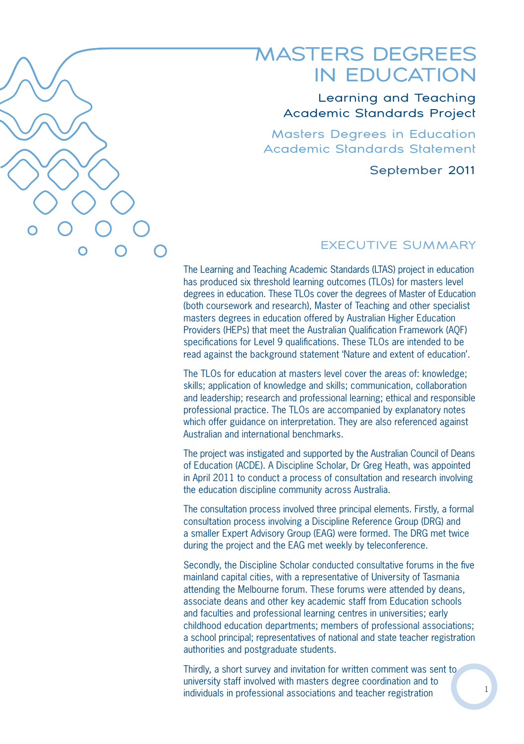# MASTERS DEGREES IN EDUCATION

## Learning and Teaching Academic Standards Project

### Masters Degrees in Education Academic Standards Statement

September 2011

## EXECUTIVE SUMMARY

The Learning and Teaching Academic Standards (LTAS) project in education has produced six threshold learning outcomes (TLOs) for masters level degrees in education. These TLOs cover the degrees of Master of Education (both coursework and research), Master of Teaching and other specialist masters degrees in education offered by Australian Higher Education Providers (HEPs) that meet the Australian Qualification Framework (AQF) specifications for Level 9 qualifications. These TLOs are intended to be read against the background statement 'Nature and extent of education'.

The TLOs for education at masters level cover the areas of: knowledge; skills; application of knowledge and skills; communication, collaboration and leadership; research and professional learning; ethical and responsible professional practice. The TLOs are accompanied by explanatory notes which offer guidance on interpretation. They are also referenced against Australian and international benchmarks.

The project was instigated and supported by the Australian Council of Deans of Education (ACDE). A Discipline Scholar, Dr Greg Heath, was appointed in April 2011 to conduct a process of consultation and research involving the education discipline community across Australia.

The consultation process involved three principal elements. Firstly, a formal consultation process involving a Discipline Reference Group (DRG) and a smaller Expert Advisory Group (EAG) were formed. The DRG met twice during the project and the EAG met weekly by teleconference.

Secondly, the Discipline Scholar conducted consultative forums in the five mainland capital cities, with a representative of University of Tasmania attending the Melbourne forum. These forums were attended by deans, associate deans and other key academic staff from Education schools and faculties and professional learning centres in universities; early childhood education departments; members of professional associations; a school principal; representatives of national and state teacher registration authorities and postgraduate students.

Thirdly, a short survey and invitation for written comment was sent to university staff involved with masters degree coordination and to individuals in professional associations and teacher registration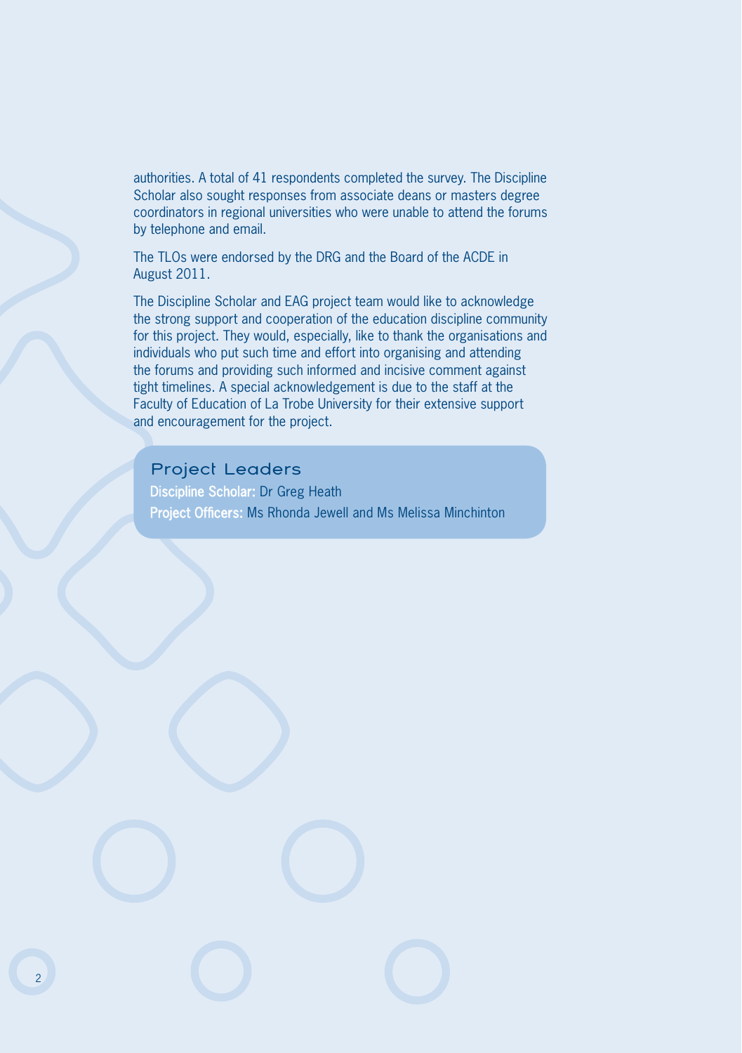authorities. A total of 41 respondents completed the survey. The Discipline Scholar also sought responses from associate deans or masters degree coordinators in regional universities who were unable to attend the forums by telephone and email.

The TLOs were endorsed by the DRG and the Board of the ACDE in August 2011.

The Discipline Scholar and EAG project team would like to acknowledge the strong support and cooperation of the education discipline community for this project. They would, especially, like to thank the organisations and individuals who put such time and effort into organising and attending the forums and providing such informed and incisive comment against tight timelines. A special acknowledgement is due to the staff at the Faculty of Education of La Trobe University for their extensive support and encouragement for the project.

## Project Leaders

**Discipline Scholar:** Dr Greg Heath

**Project Officers:** Ms Rhonda Jewell and Ms Melissa Minchinton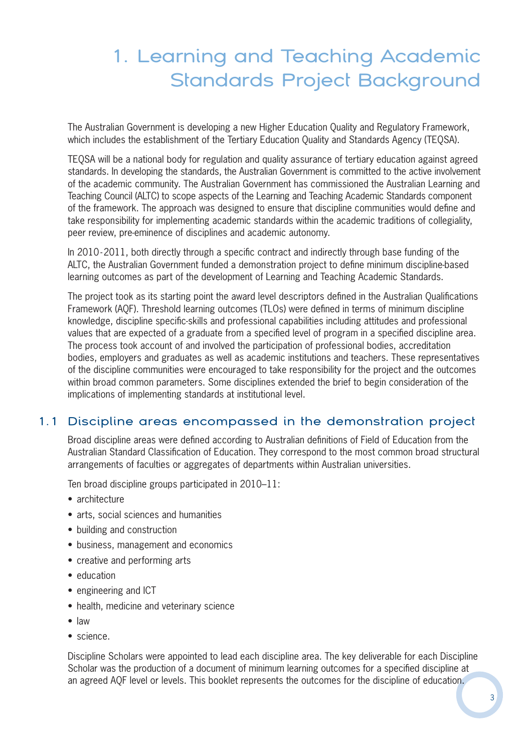# 1. Learning and Teaching Academic Standards Project Background

The Australian Government is developing a new Higher Education Quality and Regulatory Framework, which includes the establishment of the Tertiary Education Quality and Standards Agency (TEQSA).

TEQSA will be a national body for regulation and quality assurance of tertiary education against agreed standards. In developing the standards, the Australian Government is committed to the active involvement of the academic community. The Australian Government has commissioned the Australian Learning and Teaching Council (ALTC) to scope aspects of the Learning and Teaching Academic Standards component of the framework. The approach was designed to ensure that discipline communities would define and take responsibility for implementing academic standards within the academic traditions of collegiality, peer review, pre-eminence of disciplines and academic autonomy.

In 2010-2011, both directly through a specific contract and indirectly through base funding of the ALTC, the Australian Government funded a demonstration project to define minimum discipline-based learning outcomes as part of the development of Learning and Teaching Academic Standards.

The project took as its starting point the award level descriptors defined in the Australian Qualifications Framework (AQF). Threshold learning outcomes (TLOs) were defined in terms of minimum discipline knowledge, discipline specific-skills and professional capabilities including attitudes and professional values that are expected of a graduate from a specified level of program in a specified discipline area. The process took account of and involved the participation of professional bodies, accreditation bodies, employers and graduates as well as academic institutions and teachers. These representatives of the discipline communities were encouraged to take responsibility for the project and the outcomes within broad common parameters. Some disciplines extended the brief to begin consideration of the implications of implementing standards at institutional level.

## 1.1 Discipline areas encompassed in the demonstration project

Broad discipline areas were defined according to Australian definitions of Field of Education from the Australian Standard Classification of Education. They correspond to the most common broad structural arrangements of faculties or aggregates of departments within Australian universities.

Ten broad discipline groups participated in 2010–11:

- architecture
- arts, social sciences and humanities
- building and construction
- business, management and economics
- creative and performing arts
- education
- engineering and ICT
- health, medicine and veterinary science
- law
- science.

Discipline Scholars were appointed to lead each discipline area. The key deliverable for each Discipline Scholar was the production of a document of minimum learning outcomes for a specified discipline at an agreed AQF level or levels. This booklet represents the outcomes for the discipline of education.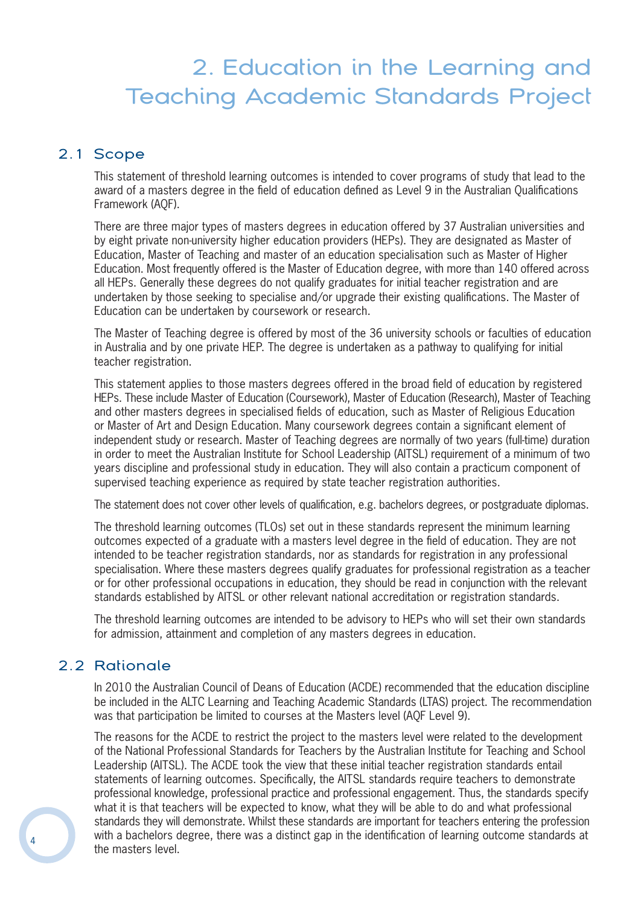# 2. Education in the Learning and Teaching Academic Standards Project

## 2.1 Scope

This statement of threshold learning outcomes is intended to cover programs of study that lead to the award of a masters degree in the field of education defined as Level 9 in the Australian Qualifications Framework (AQF).

There are three major types of masters degrees in education offered by 37 Australian universities and by eight private non-university higher education providers (HEPs). They are designated as Master of Education, Master of Teaching and master of an education specialisation such as Master of Higher Education. Most frequently offered is the Master of Education degree, with more than 140 offered across all HEPs. Generally these degrees do not qualify graduates for initial teacher registration and are undertaken by those seeking to specialise and/or upgrade their existing qualifications. The Master of Education can be undertaken by coursework or research.

The Master of Teaching degree is offered by most of the 36 university schools or faculties of education in Australia and by one private HEP. The degree is undertaken as a pathway to qualifying for initial teacher registration.

This statement applies to those masters degrees offered in the broad field of education by registered HEPs. These include Master of Education (Coursework), Master of Education (Research), Master of Teaching and other masters degrees in specialised fields of education, such as Master of Religious Education or Master of Art and Design Education. Many coursework degrees contain a significant element of independent study or research. Master of Teaching degrees are normally of two years (full-time) duration in order to meet the Australian Institute for School Leadership (AITSL) requirement of a minimum of two years discipline and professional study in education. They will also contain a practicum component of supervised teaching experience as required by state teacher registration authorities.

The statement does not cover other levels of qualification, e.g. bachelors degrees, or postgraduate diplomas.

The threshold learning outcomes (TLOs) set out in these standards represent the minimum learning outcomes expected of a graduate with a masters level degree in the field of education. They are not intended to be teacher registration standards, nor as standards for registration in any professional specialisation. Where these masters degrees qualify graduates for professional registration as a teacher or for other professional occupations in education, they should be read in conjunction with the relevant standards established by AITSL or other relevant national accreditation or registration standards.

The threshold learning outcomes are intended to be advisory to HEPs who will set their own standards for admission, attainment and completion of any masters degrees in education.

## 2.2 Rationale

In 2010 the Australian Council of Deans of Education (ACDE) recommended that the education discipline be included in the ALTC Learning and Teaching Academic Standards (LTAS) project. The recommendation was that participation be limited to courses at the Masters level (AQF Level 9).

The reasons for the ACDE to restrict the project to the masters level were related to the development of the National Professional Standards for Teachers by the Australian Institute for Teaching and School Leadership (AITSL). The ACDE took the view that these initial teacher registration standards entail statements of learning outcomes. Specifically, the AITSL standards require teachers to demonstrate professional knowledge, professional practice and professional engagement. Thus, the standards specify what it is that teachers will be expected to know, what they will be able to do and what professional standards they will demonstrate. Whilst these standards are important for teachers entering the profession with a bachelors degree, there was a distinct gap in the identification of learning outcome standards at the masters level.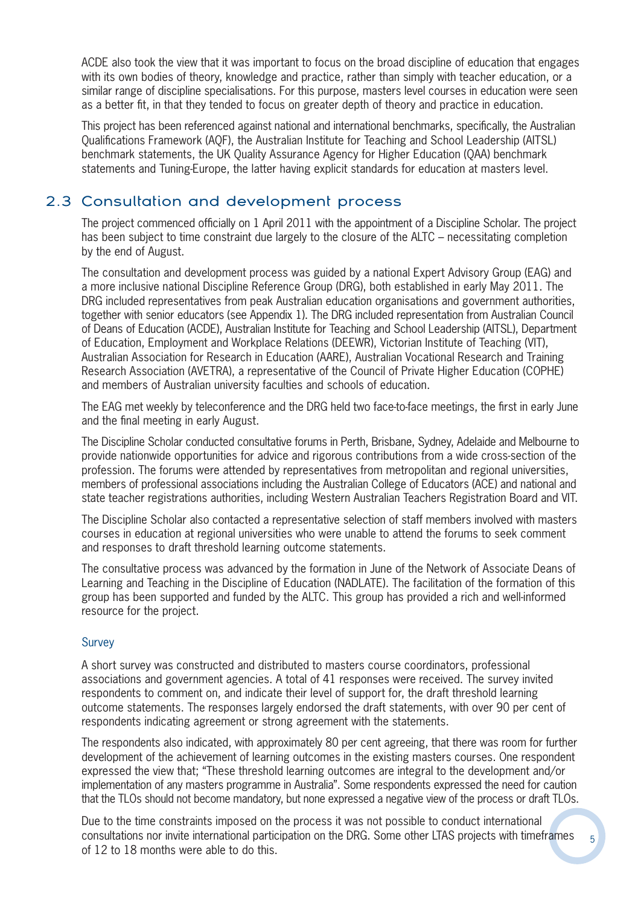ACDE also took the view that it was important to focus on the broad discipline of education that engages with its own bodies of theory, knowledge and practice, rather than simply with teacher education, or a similar range of discipline specialisations. For this purpose, masters level courses in education were seen as a better fit, in that they tended to focus on greater depth of theory and practice in education.

This project has been referenced against national and international benchmarks, specifically, the Australian Qualifications Framework (AQF), the Australian Institute for Teaching and School Leadership (AITSL) benchmark statements, the UK Quality Assurance Agency for Higher Education (QAA) benchmark statements and Tuning-Europe, the latter having explicit standards for education at masters level.

## 2.3 Consultation and development process

The project commenced officially on 1 April 2011 with the appointment of a Discipline Scholar. The project has been subject to time constraint due largely to the closure of the ALTC – necessitating completion by the end of August.

The consultation and development process was guided by a national Expert Advisory Group (EAG) and a more inclusive national Discipline Reference Group (DRG), both established in early May 2011. The DRG included representatives from peak Australian education organisations and government authorities, together with senior educators (see Appendix 1). The DRG included representation from Australian Council of Deans of Education (ACDE), Australian Institute for Teaching and School Leadership (AITSL), Department of Education, Employment and Workplace Relations (DEEWR), Victorian Institute of Teaching (VIT), Australian Association for Research in Education (AARE), Australian Vocational Research and Training Research Association (AVETRA), a representative of the Council of Private Higher Education (COPHE) and members of Australian university faculties and schools of education.

The EAG met weekly by teleconference and the DRG held two face-to-face meetings, the first in early June and the final meeting in early August.

The Discipline Scholar conducted consultative forums in Perth, Brisbane, Sydney, Adelaide and Melbourne to provide nationwide opportunities for advice and rigorous contributions from a wide cross-section of the profession. The forums were attended by representatives from metropolitan and regional universities, members of professional associations including the Australian College of Educators (ACE) and national and state teacher registrations authorities, including Western Australian Teachers Registration Board and VIT.

The Discipline Scholar also contacted a representative selection of staff members involved with masters courses in education at regional universities who were unable to attend the forums to seek comment and responses to draft threshold learning outcome statements.

The consultative process was advanced by the formation in June of the Network of Associate Deans of Learning and Teaching in the Discipline of Education (NADLATE). The facilitation of the formation of this group has been supported and funded by the ALTC. This group has provided a rich and well-informed resource for the project.

### Survey

A short survey was constructed and distributed to masters course coordinators, professional associations and government agencies. A total of 41 responses were received. The survey invited respondents to comment on, and indicate their level of support for, the draft threshold learning outcome statements. The responses largely endorsed the draft statements, with over 90 per cent of respondents indicating agreement or strong agreement with the statements.

The respondents also indicated, with approximately 80 per cent agreeing, that there was room for further development of the achievement of learning outcomes in the existing masters courses. One respondent expressed the view that; "These threshold learning outcomes are integral to the development and/or implementation of any masters programme in Australia". Some respondents expressed the need for caution that the TLOs should not become mandatory, but none expressed a negative view of the process or draft TLOs.

Due to the time constraints imposed on the process it was not possible to conduct international consultations nor invite international participation on the DRG. Some other LTAS projects with timeframes of 12 to 18 months were able to do this.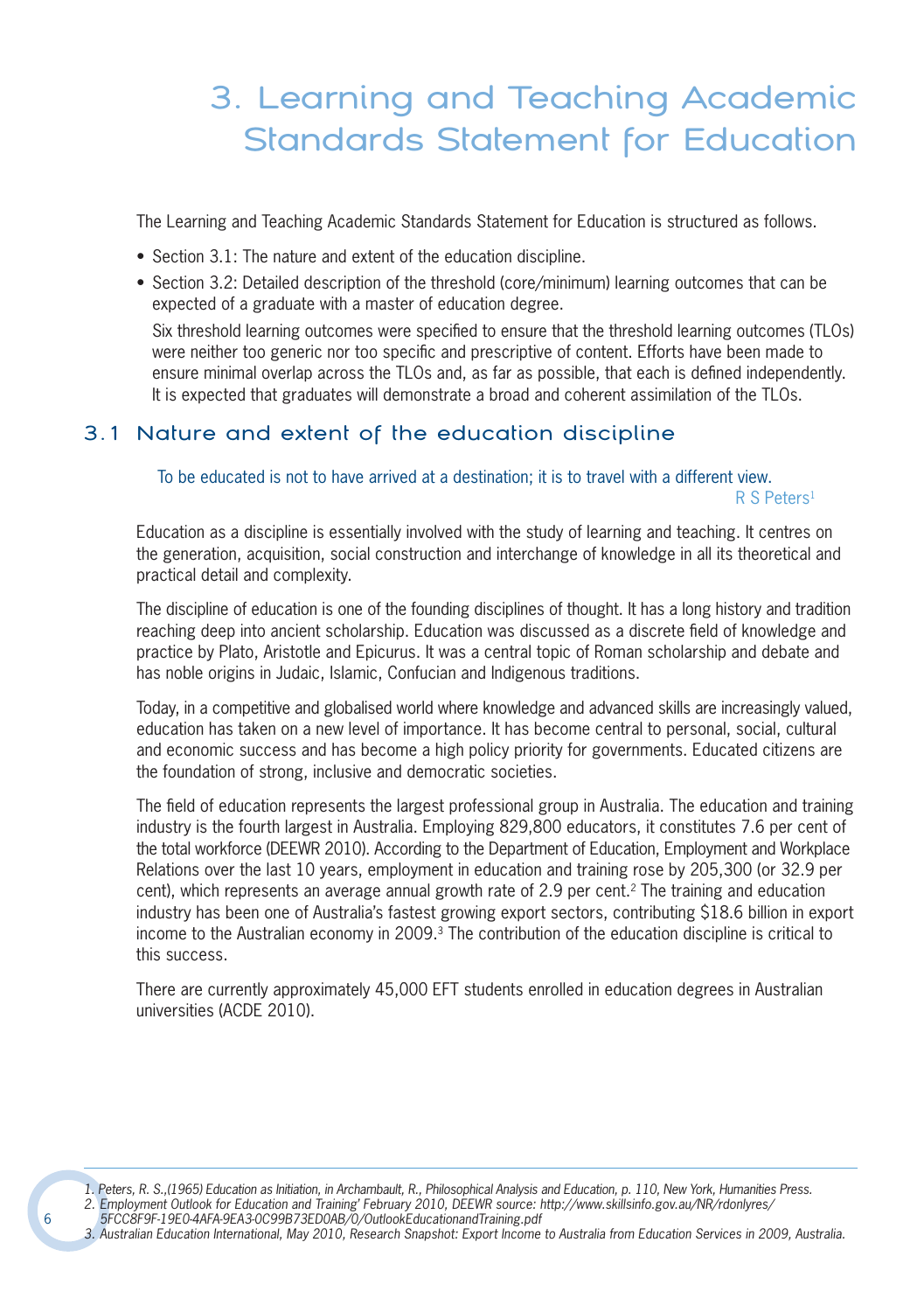# 3. Learning and Teaching Academic Standards Statement for Education

The Learning and Teaching Academic Standards Statement for Education is structured as follows.

- Section 3.1: The nature and extent of the education discipline.
- Section 3.2: Detailed description of the threshold (core/minimum) learning outcomes that can be expected of a graduate with a master of education degree.

  Six threshold learning outcomes were specified to ensure that the threshold learning outcomes (TLOs) were neither too generic nor too specific and prescriptive of content. Efforts have been made to ensure minimal overlap across the TLOs and, as far as possible, that each is defined independently. It is expected that graduates will demonstrate a broad and coherent assimilation of the TLOs.

## 3.1 Nature and extent of the education discipline

> To be educated is not to have arrived at a destination; it is to travel with a different view.
>
> R S Peters[1]

Education as a discipline is essentially involved with the study of learning and teaching. It centres on the generation, acquisition, social construction and interchange of knowledge in all its theoretical and practical detail and complexity.

The discipline of education is one of the founding disciplines of thought. It has a long history and tradition reaching deep into ancient scholarship. Education was discussed as a discrete field of knowledge and practice by Plato, Aristotle and Epicurus. It was a central topic of Roman scholarship and debate and has noble origins in Judaic, Islamic, Confucian and Indigenous traditions.

Today, in a competitive and globalised world where knowledge and advanced skills are increasingly valued, education has taken on a new level of importance. It has become central to personal, social, cultural and economic success and has become a high policy priority for governments. Educated citizens are the foundation of strong, inclusive and democratic societies.

The field of education represents the largest professional group in Australia. The education and training industry is the fourth largest in Australia. Employing 829,800 educators, it constitutes 7.6 per cent of the total workforce (DEEWR 2010). According to the Department of Education, Employment and Workplace Relations over the last 10 years, employment in education and training rose by 205,300 (or 32.9 per cent), which represents an average annual growth rate of 2.9 per cent.[2] The training and education industry has been one of Australia's fastest growing export sectors, contributing $18.6 billion in export income to the Australian economy in 2009.[3] The contribution of the education discipline is critical to this success.

There are currently approximately 45,000 EFT students enrolled in education degrees in Australian universities (ACDE 2010).

---

*1. Peters, R. S.,(1965) Education as Initiation, in Archambault, R., Philosophical Analysis and Education, p. 110, New York, Humanities Press.*

*2. Employment Outlook for Education and Training' February 2010, DEEWR source: http://www.skillsinfo.gov.au/NR/rdonlyres/5FCC8F9F-19E0-4AFA-9EA3-0C99B73ED0AB/0/OutlookEducationandTraining.pdf*

*3. Australian Education International, May 2010, Research Snapshot: Export Income to Australia from Education Services in 2009, Australia.*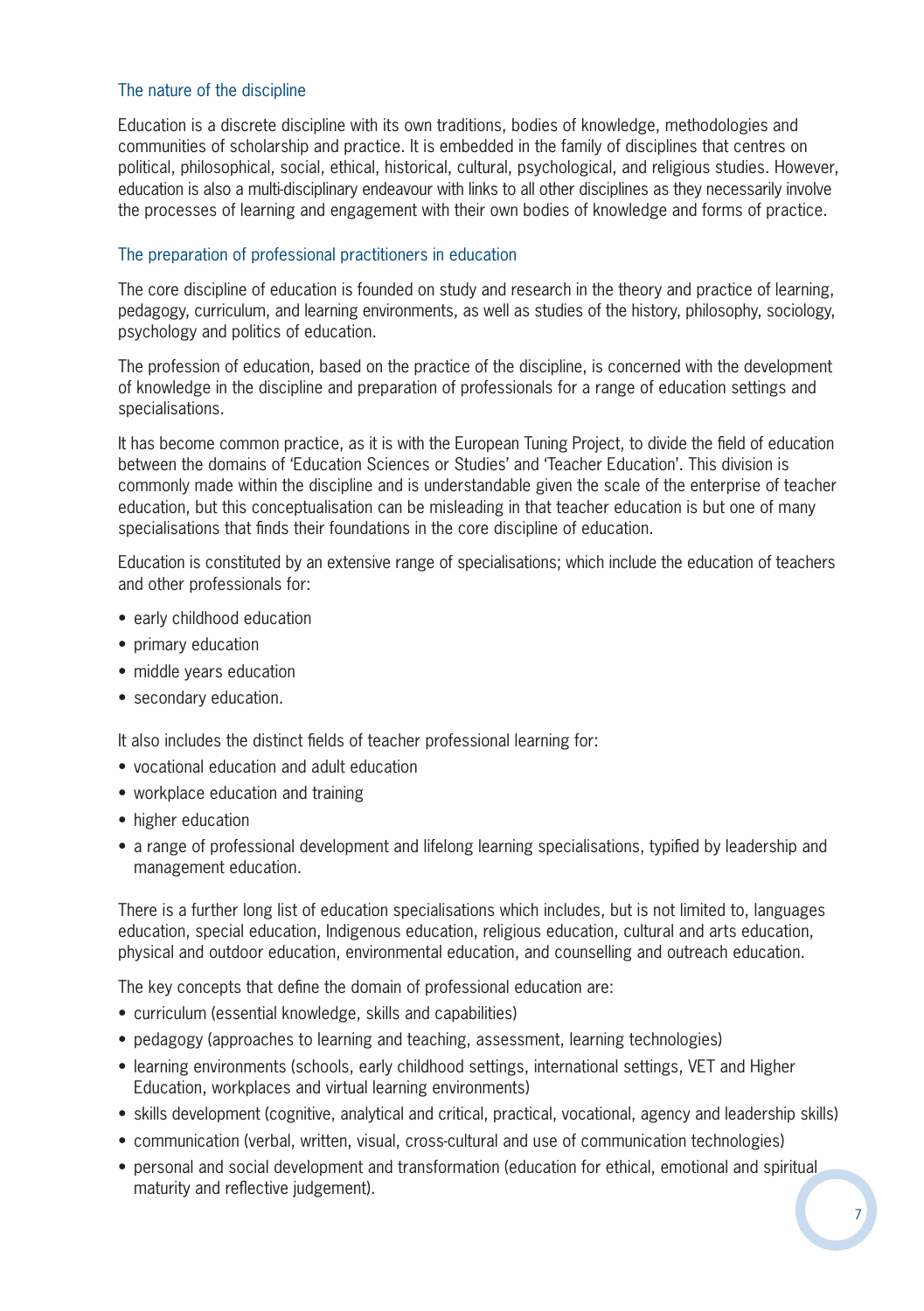### The nature of the discipline

Education is a discrete discipline with its own traditions, bodies of knowledge, methodologies and communities of scholarship and practice. It is embedded in the family of disciplines that centres on political, philosophical, social, ethical, historical, cultural, psychological, and religious studies. However, education is also a multi-disciplinary endeavour with links to all other disciplines as they necessarily involve the processes of learning and engagement with their own bodies of knowledge and forms of practice.

### The preparation of professional practitioners in education

The core discipline of education is founded on study and research in the theory and practice of learning, pedagogy, curriculum, and learning environments, as well as studies of the history, philosophy, sociology, psychology and politics of education.

The profession of education, based on the practice of the discipline, is concerned with the development of knowledge in the discipline and preparation of professionals for a range of education settings and specialisations.

It has become common practice, as it is with the European Tuning Project, to divide the field of education between the domains of 'Education Sciences or Studies' and 'Teacher Education'. This division is commonly made within the discipline and is understandable given the scale of the enterprise of teacher education, but this conceptualisation can be misleading in that teacher education is but one of many specialisations that finds their foundations in the core discipline of education.

Education is constituted by an extensive range of specialisations; which include the education of teachers and other professionals for:

- early childhood education
- primary education
- middle years education
- secondary education.

It also includes the distinct fields of teacher professional learning for:

- vocational education and adult education
- workplace education and training
- higher education
- a range of professional development and lifelong learning specialisations, typified by leadership and management education.

There is a further long list of education specialisations which includes, but is not limited to, languages education, special education, Indigenous education, religious education, cultural and arts education, physical and outdoor education, environmental education, and counselling and outreach education.

The key concepts that define the domain of professional education are:

- curriculum (essential knowledge, skills and capabilities)
- pedagogy (approaches to learning and teaching, assessment, learning technologies)
- learning environments (schools, early childhood settings, international settings, VET and Higher Education, workplaces and virtual learning environments)
- skills development (cognitive, analytical and critical, practical, vocational, agency and leadership skills)
- communication (verbal, written, visual, cross-cultural and use of communication technologies)
- personal and social development and transformation (education for ethical, emotional and spiritual maturity and reflective judgement).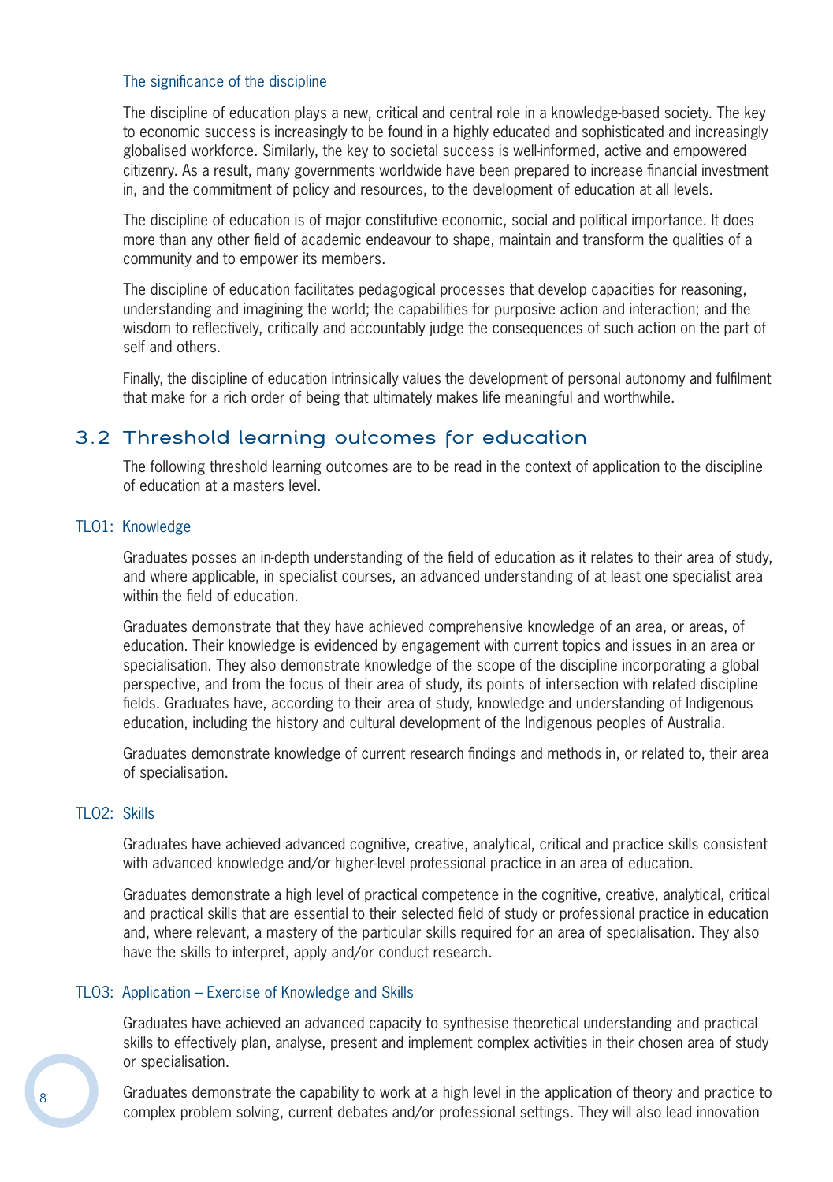### The significance of the discipline

The discipline of education plays a new, critical and central role in a knowledge-based society. The key to economic success is increasingly to be found in a highly educated and sophisticated and increasingly globalised workforce. Similarly, the key to societal success is well-informed, active and empowered citizenry. As a result, many governments worldwide have been prepared to increase financial investment in, and the commitment of policy and resources, to the development of education at all levels.

The discipline of education is of major constitutive economic, social and political importance. It does more than any other field of academic endeavour to shape, maintain and transform the qualities of a community and to empower its members.

The discipline of education facilitates pedagogical processes that develop capacities for reasoning, understanding and imagining the world; the capabilities for purposive action and interaction; and the wisdom to reflectively, critically and accountably judge the consequences of such action on the part of self and others.

Finally, the discipline of education intrinsically values the development of personal autonomy and fulfilment that make for a rich order of being that ultimately makes life meaningful and worthwhile.

## 3.2 Threshold learning outcomes for education

The following threshold learning outcomes are to be read in the context of application to the discipline of education at a masters level.

### TLO1: Knowledge

Graduates posses an in-depth understanding of the field of education as it relates to their area of study, and where applicable, in specialist courses, an advanced understanding of at least one specialist area within the field of education.

Graduates demonstrate that they have achieved comprehensive knowledge of an area, or areas, of education. Their knowledge is evidenced by engagement with current topics and issues in an area or specialisation. They also demonstrate knowledge of the scope of the discipline incorporating a global perspective, and from the focus of their area of study, its points of intersection with related discipline fields. Graduates have, according to their area of study, knowledge and understanding of Indigenous education, including the history and cultural development of the Indigenous peoples of Australia.

Graduates demonstrate knowledge of current research findings and methods in, or related to, their area of specialisation.

### TLO2: Skills

Graduates have achieved advanced cognitive, creative, analytical, critical and practice skills consistent with advanced knowledge and/or higher-level professional practice in an area of education.

Graduates demonstrate a high level of practical competence in the cognitive, creative, analytical, critical and practical skills that are essential to their selected field of study or professional practice in education and, where relevant, a mastery of the particular skills required for an area of specialisation. They also have the skills to interpret, apply and/or conduct research.

### TLO3: Application – Exercise of Knowledge and Skills

Graduates have achieved an advanced capacity to synthesise theoretical understanding and practical skills to effectively plan, analyse, present and implement complex activities in their chosen area of study or specialisation.

Graduates demonstrate the capability to work at a high level in the application of theory and practice to complex problem solving, current debates and/or professional settings. They will also lead innovation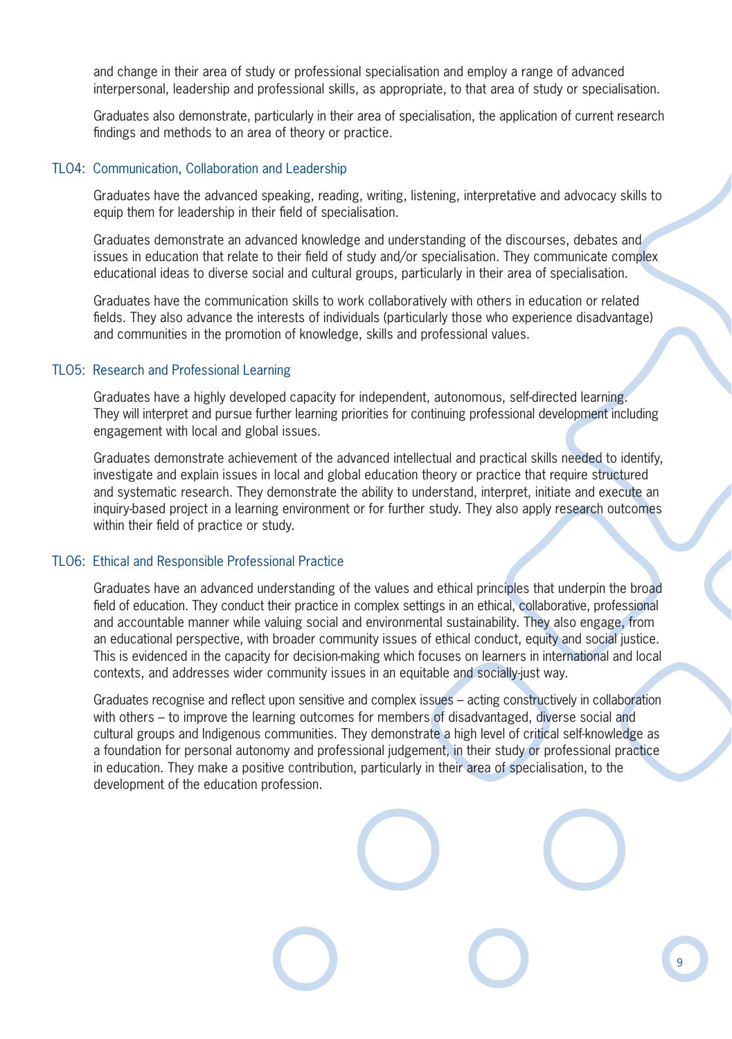and change in their area of study or professional specialisation and employ a range of advanced interpersonal, leadership and professional skills, as appropriate, to that area of study or specialisation.

Graduates also demonstrate, particularly in their area of specialisation, the application of current research findings and methods to an area of theory or practice.

### TLO4: Communication, Collaboration and Leadership

Graduates have the advanced speaking, reading, writing, listening, interpretative and advocacy skills to equip them for leadership in their field of specialisation.

Graduates demonstrate an advanced knowledge and understanding of the discourses, debates and issues in education that relate to their field of study and/or specialisation. They communicate complex educational ideas to diverse social and cultural groups, particularly in their area of specialisation.

Graduates have the communication skills to work collaboratively with others in education or related fields. They also advance the interests of individuals (particularly those who experience disadvantage) and communities in the promotion of knowledge, skills and professional values.

### TLO5: Research and Professional Learning

Graduates have a highly developed capacity for independent, autonomous, self-directed learning. They will interpret and pursue further learning priorities for continuing professional development including engagement with local and global issues.

Graduates demonstrate achievement of the advanced intellectual and practical skills needed to identify, investigate and explain issues in local and global education theory or practice that require structured and systematic research. They demonstrate the ability to understand, interpret, initiate and execute an inquiry-based project in a learning environment or for further study. They also apply research outcomes within their field of practice or study.

### TLO6: Ethical and Responsible Professional Practice

Graduates have an advanced understanding of the values and ethical principles that underpin the broad field of education. They conduct their practice in complex settings in an ethical, collaborative, professional and accountable manner while valuing social and environmental sustainability. They also engage, from an educational perspective, with broader community issues of ethical conduct, equity and social justice. This is evidenced in the capacity for decision-making which focuses on learners in international and local contexts, and addresses wider community issues in an equitable and socially-just way.

Graduates recognise and reflect upon sensitive and complex issues – acting constructively in collaboration with others – to improve the learning outcomes for members of disadvantaged, diverse social and cultural groups and Indigenous communities. They demonstrate a high level of critical self-knowledge as a foundation for personal autonomy and professional judgement, in their study or professional practice in education. They make a positive contribution, particularly in their area of specialisation, to the development of the education profession.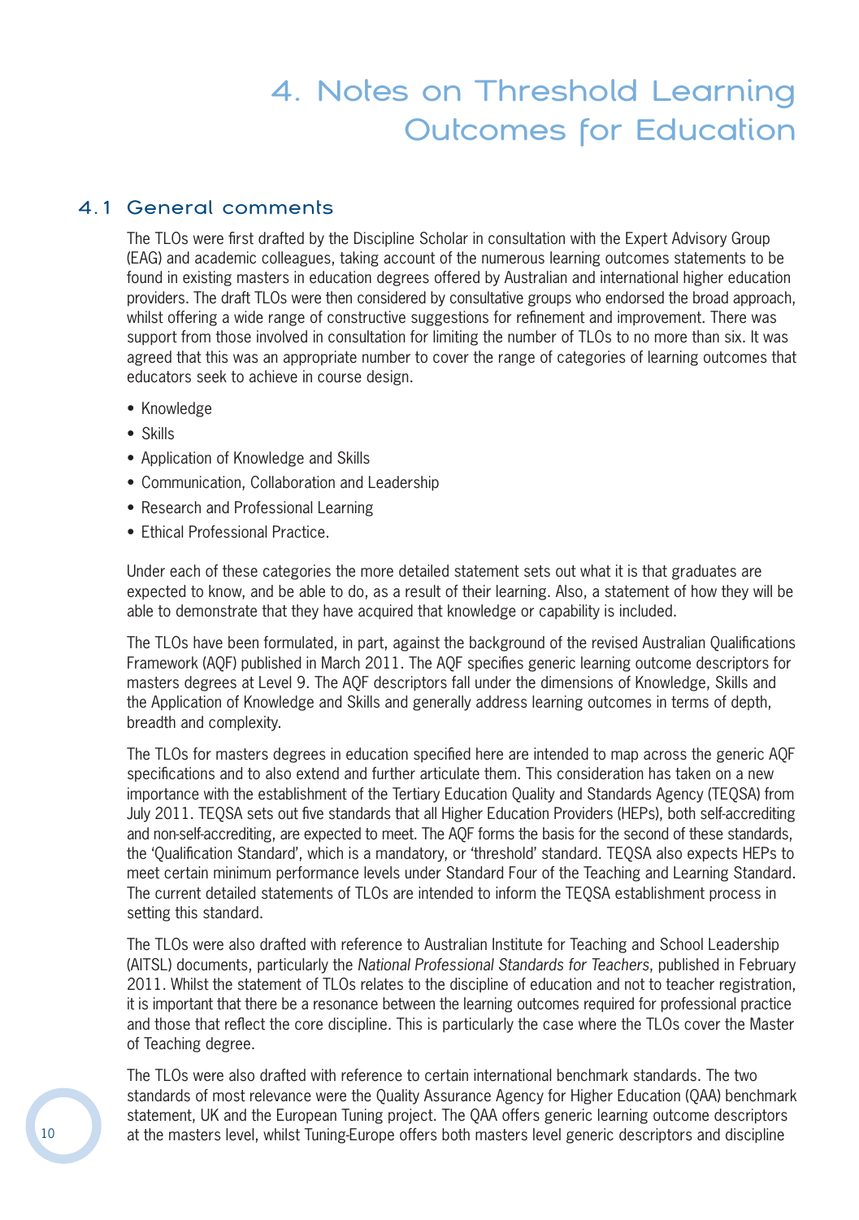# 4. Notes on Threshold Learning Outcomes for Education

## 4.1 General comments

The TLOs were first drafted by the Discipline Scholar in consultation with the Expert Advisory Group (EAG) and academic colleagues, taking account of the numerous learning outcomes statements to be found in existing masters in education degrees offered by Australian and international higher education providers. The draft TLOs were then considered by consultative groups who endorsed the broad approach, whilst offering a wide range of constructive suggestions for refinement and improvement. There was support from those involved in consultation for limiting the number of TLOs to no more than six. It was agreed that this was an appropriate number to cover the range of categories of learning outcomes that educators seek to achieve in course design.

- Knowledge
- Skills
- Application of Knowledge and Skills
- Communication, Collaboration and Leadership
- Research and Professional Learning
- Ethical Professional Practice.

Under each of these categories the more detailed statement sets out what it is that graduates are expected to know, and be able to do, as a result of their learning. Also, a statement of how they will be able to demonstrate that they have acquired that knowledge or capability is included.

The TLOs have been formulated, in part, against the background of the revised Australian Qualifications Framework (AQF) published in March 2011. The AQF specifies generic learning outcome descriptors for masters degrees at Level 9. The AQF descriptors fall under the dimensions of Knowledge, Skills and the Application of Knowledge and Skills and generally address learning outcomes in terms of depth, breadth and complexity.

The TLOs for masters degrees in education specified here are intended to map across the generic AQF specifications and to also extend and further articulate them. This consideration has taken on a new importance with the establishment of the Tertiary Education Quality and Standards Agency (TEQSA) from July 2011. TEQSA sets out five standards that all Higher Education Providers (HEPs), both self-accrediting and non-self-accrediting, are expected to meet. The AQF forms the basis for the second of these standards, the 'Qualification Standard', which is a mandatory, or 'threshold' standard. TEQSA also expects HEPs to meet certain minimum performance levels under Standard Four of the Teaching and Learning Standard. The current detailed statements of TLOs are intended to inform the TEQSA establishment process in setting this standard.

The TLOs were also drafted with reference to Australian Institute for Teaching and School Leadership (AITSL) documents, particularly the *National Professional Standards for Teachers*, published in February 2011. Whilst the statement of TLOs relates to the discipline of education and not to teacher registration, it is important that there be a resonance between the learning outcomes required for professional practice and those that reflect the core discipline. This is particularly the case where the TLOs cover the Master of Teaching degree.

The TLOs were also drafted with reference to certain international benchmark standards. The two standards of most relevance were the Quality Assurance Agency for Higher Education (QAA) benchmark statement, UK and the European Tuning project. The QAA offers generic learning outcome descriptors at the masters level, whilst Tuning-Europe offers both masters level generic descriptors and discipline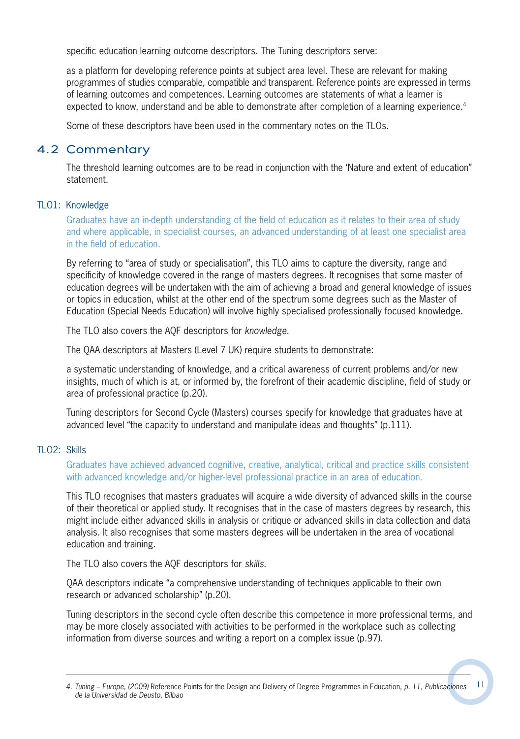specific education learning outcome descriptors. The Tuning descriptors serve:

as a platform for developing reference points at subject area level. These are relevant for making programmes of studies comparable, compatible and transparent. Reference points are expressed in terms of learning outcomes and competences. Learning outcomes are statements of what a learner is expected to know, understand and be able to demonstrate after completion of a learning experience.[4]

Some of these descriptors have been used in the commentary notes on the TLOs.

## 4.2 Commentary

The threshold learning outcomes are to be read in conjunction with the 'Nature and extent of education" statement.

### TLO1: Knowledge

Graduates have an in-depth understanding of the field of education as it relates to their area of study and where applicable, in specialist courses, an advanced understanding of at least one specialist area in the field of education.

By referring to "area of study or specialisation", this TLO aims to capture the diversity, range and specificity of knowledge covered in the range of masters degrees. It recognises that some master of education degrees will be undertaken with the aim of achieving a broad and general knowledge of issues or topics in education, whilst at the other end of the spectrum some degrees such as the Master of Education (Special Needs Education) will involve highly specialised professionally focused knowledge.

The TLO also covers the AQF descriptors for *knowledge*.

The QAA descriptors at Masters (Level 7 UK) require students to demonstrate:

a systematic understanding of knowledge, and a critical awareness of current problems and/or new insights, much of which is at, or informed by, the forefront of their academic discipline, field of study or area of professional practice (p.20).

Tuning descriptors for Second Cycle (Masters) courses specify for knowledge that graduates have at advanced level "the capacity to understand and manipulate ideas and thoughts" (p.111).

### TLO2: Skills

Graduates have achieved advanced cognitive, creative, analytical, critical and practice skills consistent with advanced knowledge and/or higher-level professional practice in an area of education.

This TLO recognises that masters graduates will acquire a wide diversity of advanced skills in the course of their theoretical or applied study. It recognises that in the case of masters degrees by research, this might include either advanced skills in analysis or critique or advanced skills in data collection and data analysis. It also recognises that some masters degrees will be undertaken in the area of vocational education and training.

The TLO also covers the AQF descriptors for *skills*.

QAA descriptors indicate "a comprehensive understanding of techniques applicable to their own research or advanced scholarship" (p.20).

Tuning descriptors in the second cycle often describe this competence in more professional terms, and may be more closely associated with activities to be performed in the workplace such as collecting information from diverse sources and writing a report on a complex issue (p.97).

---

4. *Tuning – Europe, (2009)* Reference Points for the Design and Delivery of Degree Programmes in Education, *p. 11, Publicaciones de la Universidad de Deusto, Bilbao*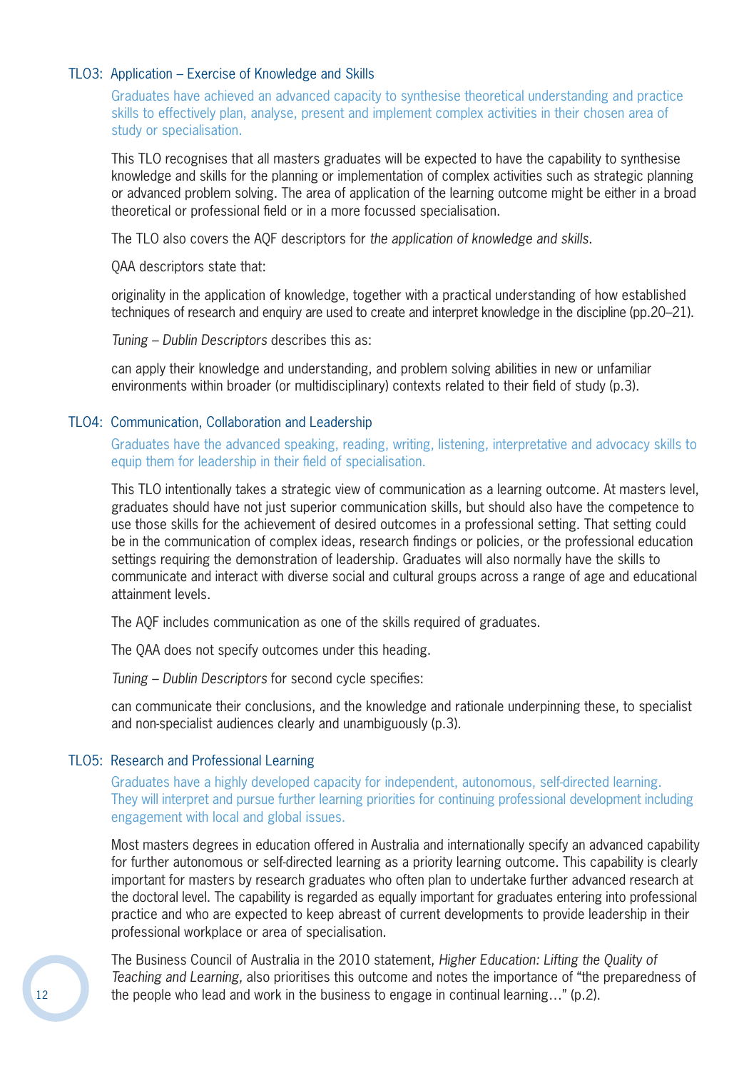### TLO3: Application – Exercise of Knowledge and Skills

Graduates have achieved an advanced capacity to synthesise theoretical understanding and practice skills to effectively plan, analyse, present and implement complex activities in their chosen area of study or specialisation.

This TLO recognises that all masters graduates will be expected to have the capability to synthesise knowledge and skills for the planning or implementation of complex activities such as strategic planning or advanced problem solving. The area of application of the learning outcome might be either in a broad theoretical or professional field or in a more focussed specialisation.

The TLO also covers the AQF descriptors for *the application of knowledge and skills*.

QAA descriptors state that:

originality in the application of knowledge, together with a practical understanding of how established techniques of research and enquiry are used to create and interpret knowledge in the discipline (pp.20–21).

*Tuning – Dublin Descriptors* describes this as:

can apply their knowledge and understanding, and problem solving abilities in new or unfamiliar environments within broader (or multidisciplinary) contexts related to their field of study (p.3).

### TLO4: Communication, Collaboration and Leadership

Graduates have the advanced speaking, reading, writing, listening, interpretative and advocacy skills to equip them for leadership in their field of specialisation.

This TLO intentionally takes a strategic view of communication as a learning outcome. At masters level, graduates should have not just superior communication skills, but should also have the competence to use those skills for the achievement of desired outcomes in a professional setting. That setting could be in the communication of complex ideas, research findings or policies, or the professional education settings requiring the demonstration of leadership. Graduates will also normally have the skills to communicate and interact with diverse social and cultural groups across a range of age and educational attainment levels.

The AQF includes communication as one of the skills required of graduates.

The QAA does not specify outcomes under this heading.

*Tuning – Dublin Descriptors* for second cycle specifies:

can communicate their conclusions, and the knowledge and rationale underpinning these, to specialist and non-specialist audiences clearly and unambiguously (p.3).

### TLO5: Research and Professional Learning

Graduates have a highly developed capacity for independent, autonomous, self-directed learning. They will interpret and pursue further learning priorities for continuing professional development including engagement with local and global issues.

Most masters degrees in education offered in Australia and internationally specify an advanced capability for further autonomous or self-directed learning as a priority learning outcome. This capability is clearly important for masters by research graduates who often plan to undertake further advanced research at the doctoral level. The capability is regarded as equally important for graduates entering into professional practice and who are expected to keep abreast of current developments to provide leadership in their professional workplace or area of specialisation.

The Business Council of Australia in the 2010 statement, *Higher Education: Lifting the Quality of Teaching and Learning,* also prioritises this outcome and notes the importance of "the preparedness of the people who lead and work in the business to engage in continual learning…" (p.2).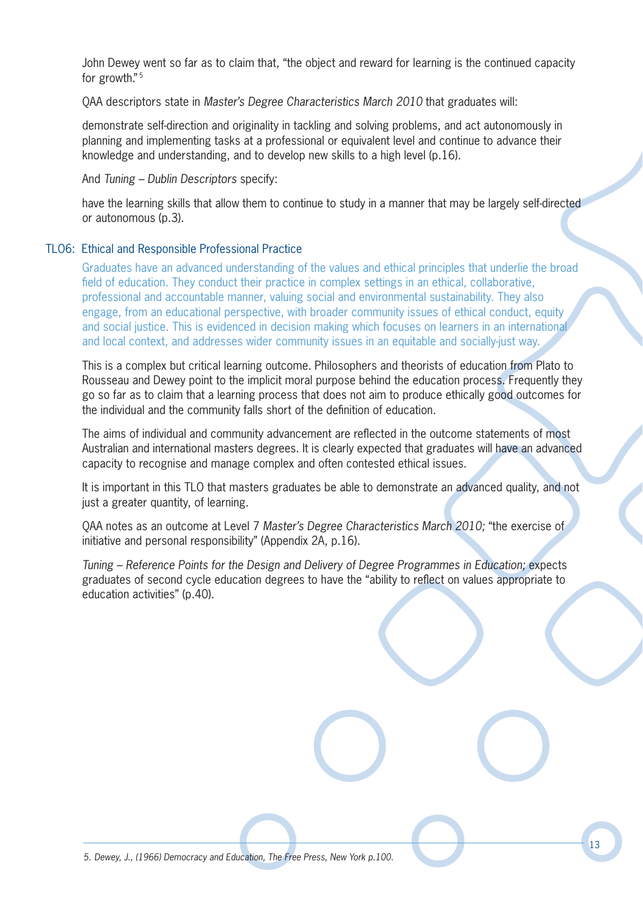John Dewey went so far as to claim that, "the object and reward for learning is the continued capacity for growth."[5]

QAA descriptors state in *Master's Degree Characteristics March 2010* that graduates will:

demonstrate self-direction and originality in tackling and solving problems, and act autonomously in planning and implementing tasks at a professional or equivalent level and continue to advance their knowledge and understanding, and to develop new skills to a high level (p.16).

And *Tuning – Dublin Descriptors* specify:

have the learning skills that allow them to continue to study in a manner that may be largely self-directed or autonomous (p.3).

## TLO6: Ethical and Responsible Professional Practice

Graduates have an advanced understanding of the values and ethical principles that underlie the broad field of education. They conduct their practice in complex settings in an ethical, collaborative, professional and accountable manner, valuing social and environmental sustainability. They also engage, from an educational perspective, with broader community issues of ethical conduct, equity and social justice. This is evidenced in decision making which focuses on learners in an international and local context, and addresses wider community issues in an equitable and socially-just way.

This is a complex but critical learning outcome. Philosophers and theorists of education from Plato to Rousseau and Dewey point to the implicit moral purpose behind the education process. Frequently they go so far as to claim that a learning process that does not aim to produce ethically good outcomes for the individual and the community falls short of the definition of education.

The aims of individual and community advancement are reflected in the outcome statements of most Australian and international masters degrees. It is clearly expected that graduates will have an advanced capacity to recognise and manage complex and often contested ethical issues.

It is important in this TLO that masters graduates be able to demonstrate an advanced quality, and not just a greater quantity, of learning.

QAA notes as an outcome at Level 7 *Master's Degree Characteristics March 2010;* "the exercise of initiative and personal responsibility" (Appendix 2A, p.16).

*Tuning – Reference Points for the Design and Delivery of Degree Programmes in Education;* expects graduates of second cycle education degrees to have the "ability to reflect on values appropriate to education activities" (p.40).

*5. Dewey, J., (1966) Democracy and Education, The Free Press, New York p.100.*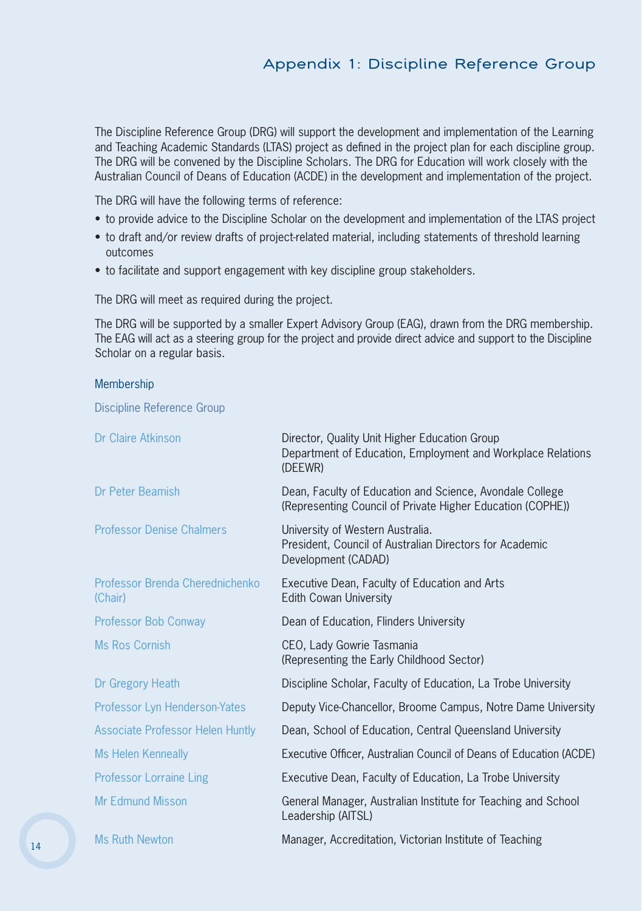# Appendix 1: Discipline Reference Group

The Discipline Reference Group (DRG) will support the development and implementation of the Learning and Teaching Academic Standards (LTAS) project as defined in the project plan for each discipline group. The DRG will be convened by the Discipline Scholars. The DRG for Education will work closely with the Australian Council of Deans of Education (ACDE) in the development and implementation of the project.

The DRG will have the following terms of reference:

- to provide advice to the Discipline Scholar on the development and implementation of the LTAS project
- to draft and/or review drafts of project-related material, including statements of threshold learning outcomes
- to facilitate and support engagement with key discipline group stakeholders.

The DRG will meet as required during the project.

The DRG will be supported by a smaller Expert Advisory Group (EAG), drawn from the DRG membership. The EAG will act as a steering group for the project and provide direct advice and support to the Discipline Scholar on a regular basis.

## Membership

### Discipline Reference Group

| Name | Role |
|---|---|
| Dr Claire Atkinson | Director, Quality Unit Higher Education Group<br>Department of Education, Employment and Workplace Relations (DEEWR) |
| Dr Peter Beamish | Dean, Faculty of Education and Science, Avondale College<br>(Representing Council of Private Higher Education (COPHE)) |
| Professor Denise Chalmers | University of Western Australia.<br>President, Council of Australian Directors for Academic Development (CADAD) |
| Professor Brenda Cherednichenko (Chair) | Executive Dean, Faculty of Education and Arts<br>Edith Cowan University |
| Professor Bob Conway | Dean of Education, Flinders University |
| Ms Ros Cornish | CEO, Lady Gowrie Tasmania<br>(Representing the Early Childhood Sector) |
| Dr Gregory Heath | Discipline Scholar, Faculty of Education, La Trobe University |
| Professor Lyn Henderson-Yates | Deputy Vice-Chancellor, Broome Campus, Notre Dame University |
| Associate Professor Helen Huntly | Dean, School of Education, Central Queensland University |
| Ms Helen Kenneally | Executive Officer, Australian Council of Deans of Education (ACDE) |
| Professor Lorraine Ling | Executive Dean, Faculty of Education, La Trobe University |
| Mr Edmund Misson | General Manager, Australian Institute for Teaching and School Leadership (AITSL) |
| Ms Ruth Newton | Manager, Accreditation, Victorian Institute of Teaching |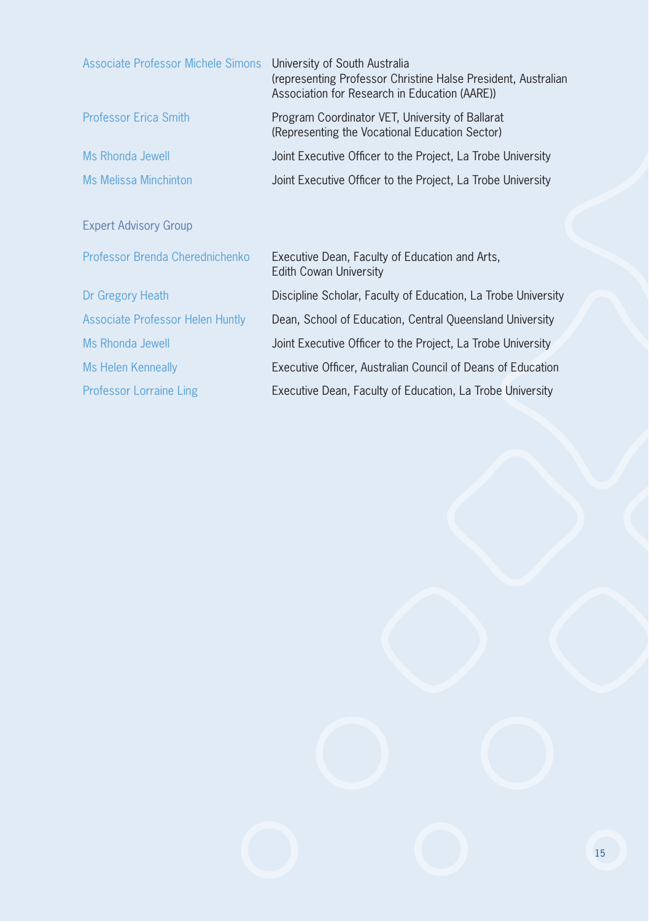| | |
|---|---|
| Associate Professor Michele Simons | University of South Australia (representing Professor Christine Halse President, Australian Association for Research in Education (AARE)) |
| Professor Erica Smith | Program Coordinator VET, University of Ballarat (Representing the Vocational Education Sector) |
| Ms Rhonda Jewell | Joint Executive Officer to the Project, La Trobe University |
| Ms Melissa Minchinton | Joint Executive Officer to the Project, La Trobe University |

## Expert Advisory Group

| | |
|---|---|
| Professor Brenda Cherednichenko | Executive Dean, Faculty of Education and Arts, Edith Cowan University |
| Dr Gregory Heath | Discipline Scholar, Faculty of Education, La Trobe University |
| Associate Professor Helen Huntly | Dean, School of Education, Central Queensland University |
| Ms Rhonda Jewell | Joint Executive Officer to the Project, La Trobe University |
| Ms Helen Kenneally | Executive Officer, Australian Council of Deans of Education |
| Professor Lorraine Ling | Executive Dean, Faculty of Education, La Trobe University |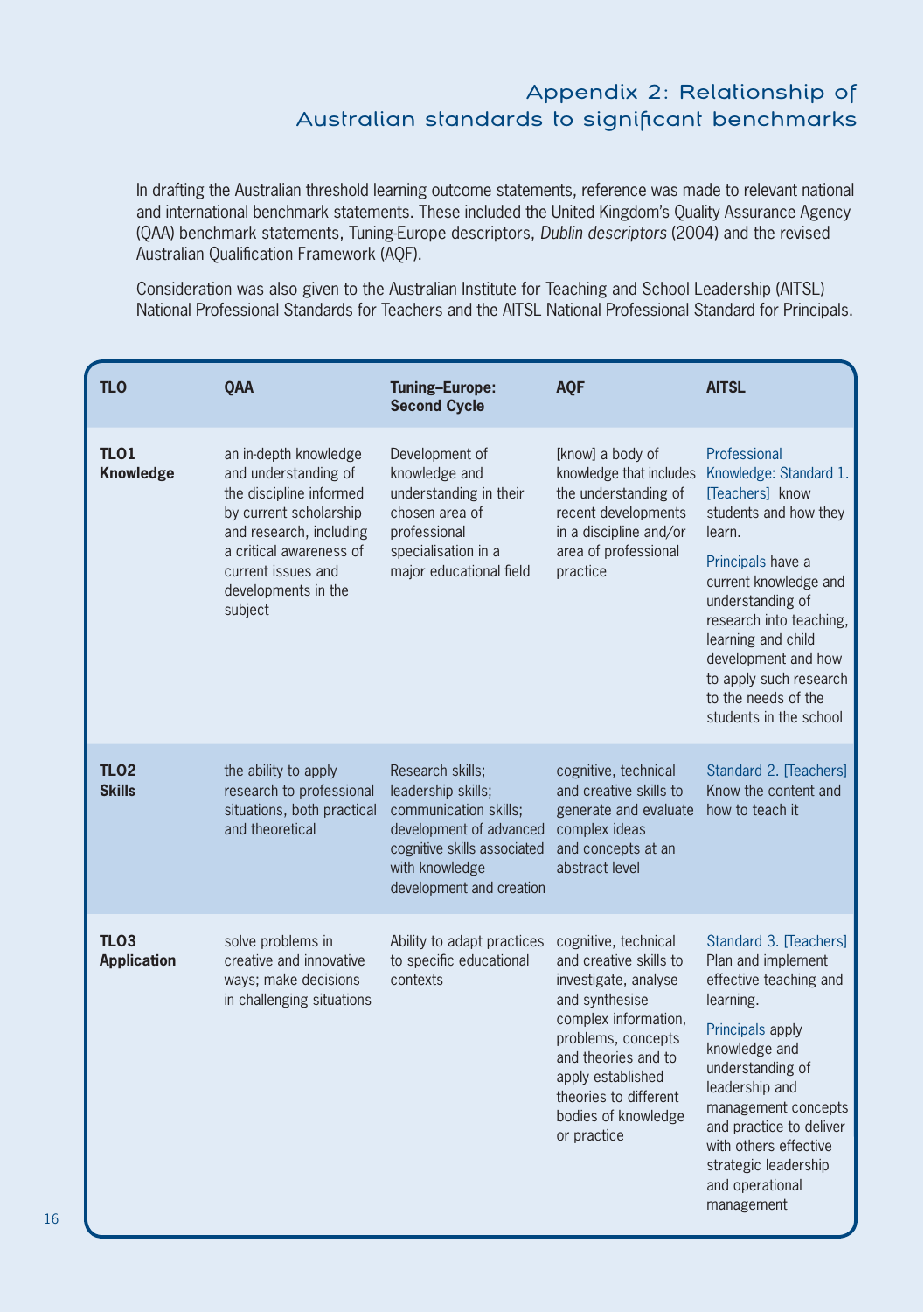# Appendix 2: Relationship of Australian standards to significant benchmarks

In drafting the Australian threshold learning outcome statements, reference was made to relevant national and international benchmark statements. These included the United Kingdom's Quality Assurance Agency (QAA) benchmark statements, Tuning-Europe descriptors, *Dublin descriptors* (2004) and the revised Australian Qualification Framework (AQF).

Consideration was also given to the Australian Institute for Teaching and School Leadership (AITSL) National Professional Standards for Teachers and the AITSL National Professional Standard for Principals.

| TLO | QAA | Tuning–Europe: Second Cycle | AQF | AITSL |
|---|---|---|---|---|
| **TLO1 Knowledge** | an in-depth knowledge and understanding of the discipline informed by current scholarship and research, including a critical awareness of current issues and developments in the subject | Development of knowledge and understanding in their chosen area of professional specialisation in a major educational field | [know] a body of knowledge that includes the understanding of recent developments in a discipline and/or area of professional practice | Professional Knowledge: Standard 1. [Teachers] know students and how they learn. Principals have a current knowledge and understanding of research into teaching, learning and child development and how to apply such research to the needs of the students in the school |
| **TLO2 Skills** | the ability to apply research to professional situations, both practical and theoretical | Research skills; leadership skills; communication skills; development of advanced cognitive skills associated with knowledge development and creation | cognitive, technical and creative skills to generate and evaluate complex ideas and concepts at an abstract level | Standard 2. [Teachers] Know the content and how to teach it |
| **TLO3 Application** | solve problems in creative and innovative ways; make decisions in challenging situations | Ability to adapt practices to specific educational contexts | cognitive, technical and creative skills to investigate, analyse and synthesise complex information, problems, concepts and theories and to apply established theories to different bodies of knowledge or practice | Standard 3. [Teachers] Plan and implement effective teaching and learning. Principals apply knowledge and understanding of leadership and management concepts and practice to deliver with others effective strategic leadership and operational management |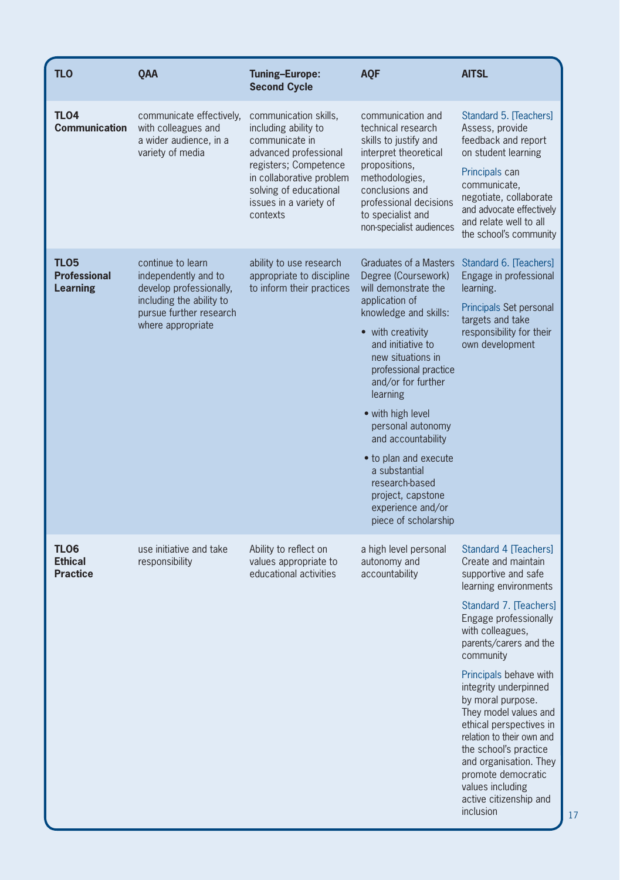| TLO | QAA | Tuning–Europe: Second Cycle | AQF | AITSL |
|---|---|---|---|---|
| **TLO4 Communication** | communicate effectively, with colleagues and a wider audience, in a variety of media | communication skills, including ability to communicate in advanced professional registers; Competence in collaborative problem solving of educational issues in a variety of contexts | communication and technical research skills to justify and interpret theoretical propositions, methodologies, conclusions and professional decisions to specialist and non-specialist audiences | Standard 5. [Teachers] Assess, provide feedback and report on student learning<br><br>Principals can communicate, negotiate, collaborate and advocate effectively and relate well to all the school's community |
| **TLO5 Professional Learning** | continue to learn independently and to develop professionally, including the ability to pursue further research where appropriate | ability to use research appropriate to discipline to inform their practices | Graduates of a Masters Degree (Coursework) will demonstrate the application of knowledge and skills:<br>• with creativity and initiative to new situations in professional practice and/or for further learning<br>• with high level personal autonomy and accountability<br>• to plan and execute a substantial research-based project, capstone experience and/or piece of scholarship | Standard 6. [Teachers] Engage in professional learning.<br><br>Principals Set personal targets and take responsibility for their own development |
| **TLO6 Ethical Practice** | use initiative and take responsibility | Ability to reflect on values appropriate to educational activities | a high level personal autonomy and accountability | Standard 4 [Teachers] Create and maintain supportive and safe learning environments<br><br>Standard 7. [Teachers] Engage professionally with colleagues, parents/carers and the community<br><br>Principals behave with integrity underpinned by moral purpose. They model values and ethical perspectives in relation to their own and the school's practice and organisation. They promote democratic values including active citizenship and inclusion |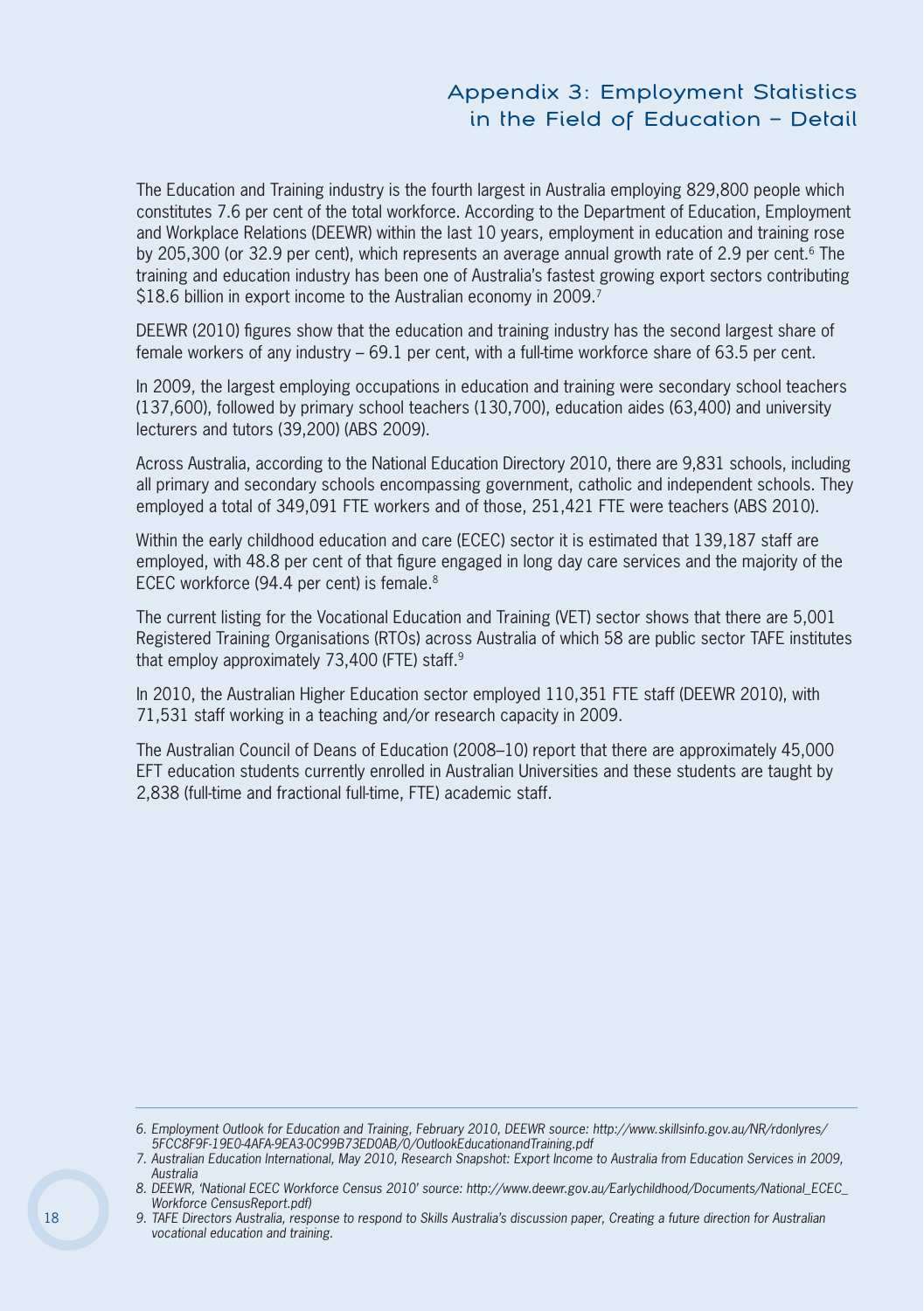# Appendix 3: Employment Statistics in the Field of Education – Detail

The Education and Training industry is the fourth largest in Australia employing 829,800 people which constitutes 7.6 per cent of the total workforce. According to the Department of Education, Employment and Workplace Relations (DEEWR) within the last 10 years, employment in education and training rose by 205,300 (or 32.9 per cent), which represents an average annual growth rate of 2.9 per cent.[6] The training and education industry has been one of Australia's fastest growing export sectors contributing $18.6 billion in export income to the Australian economy in 2009.[7]

DEEWR (2010) figures show that the education and training industry has the second largest share of female workers of any industry – 69.1 per cent, with a full-time workforce share of 63.5 per cent.

In 2009, the largest employing occupations in education and training were secondary school teachers (137,600), followed by primary school teachers (130,700), education aides (63,400) and university lecturers and tutors (39,200) (ABS 2009).

Across Australia, according to the National Education Directory 2010, there are 9,831 schools, including all primary and secondary schools encompassing government, catholic and independent schools. They employed a total of 349,091 FTE workers and of those, 251,421 FTE were teachers (ABS 2010).

Within the early childhood education and care (ECEC) sector it is estimated that 139,187 staff are employed, with 48.8 per cent of that figure engaged in long day care services and the majority of the ECEC workforce (94.4 per cent) is female.[8]

The current listing for the Vocational Education and Training (VET) sector shows that there are 5,001 Registered Training Organisations (RTOs) across Australia of which 58 are public sector TAFE institutes that employ approximately 73,400 (FTE) staff.[9]

In 2010, the Australian Higher Education sector employed 110,351 FTE staff (DEEWR 2010), with 71,531 staff working in a teaching and/or research capacity in 2009.

The Australian Council of Deans of Education (2008–10) report that there are approximately 45,000 EFT education students currently enrolled in Australian Universities and these students are taught by 2,838 (full-time and fractional full-time, FTE) academic staff.

---

*6. Employment Outlook for Education and Training, February 2010, DEEWR source: http://www.skillsinfo.gov.au/NR/rdonlyres/5FCC8F9F-19E0-4AFA-9EA3-0C99B73ED0AB/0/OutlookEducationandTraining.pdf*

*7. Australian Education International, May 2010, Research Snapshot: Export Income to Australia from Education Services in 2009, Australia*

*8. DEEWR, 'National ECEC Workforce Census 2010' source: http://www.deewr.gov.au/Earlychildhood/Documents/National_ECEC_Workforce CensusReport.pdf)*

*9. TAFE Directors Australia, response to respond to Skills Australia's discussion paper, Creating a future direction for Australian vocational education and training.*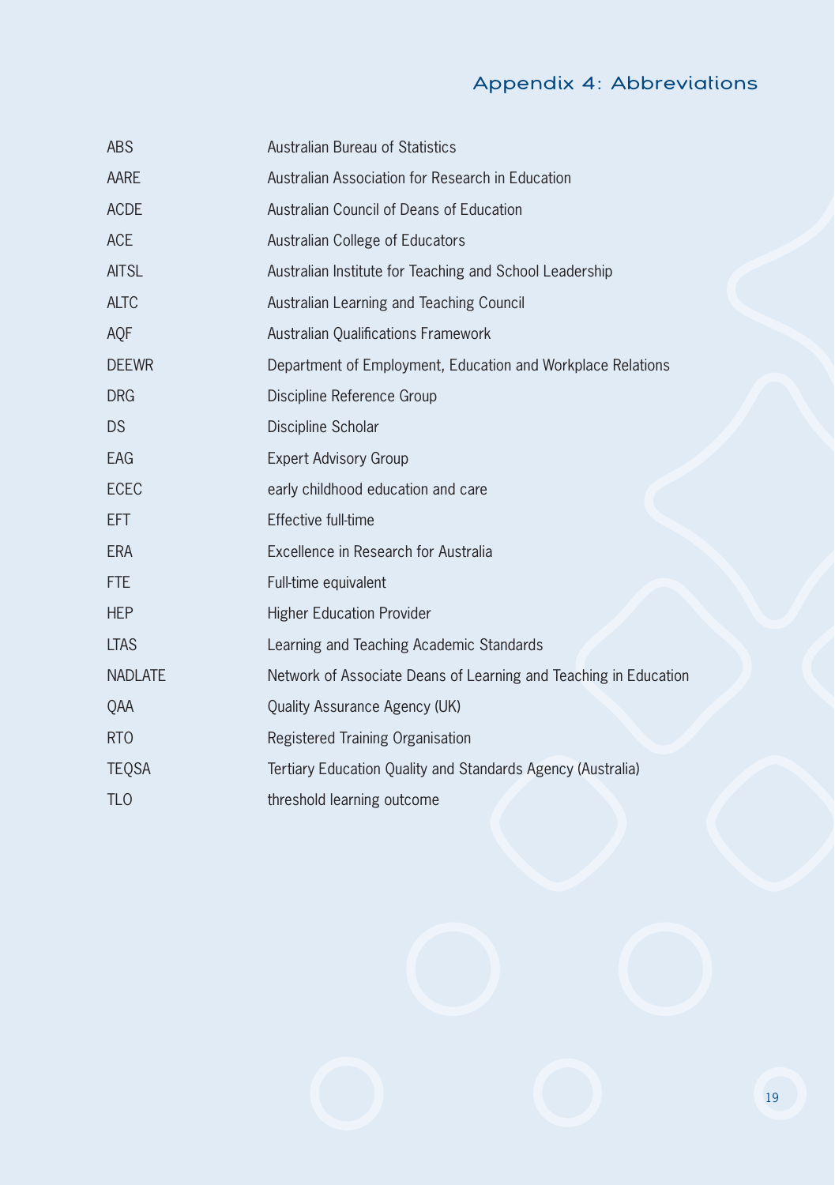# Appendix 4: Abbreviations

| | |
|---|---|
| ABS | Australian Bureau of Statistics |
| AARE | Australian Association for Research in Education |
| ACDE | Australian Council of Deans of Education |
| ACE | Australian College of Educators |
| AITSL | Australian Institute for Teaching and School Leadership |
| ALTC | Australian Learning and Teaching Council |
| AQF | Australian Qualifications Framework |
| DEEWR | Department of Employment, Education and Workplace Relations |
| DRG | Discipline Reference Group |
| DS | Discipline Scholar |
| EAG | Expert Advisory Group |
| ECEC | early childhood education and care |
| EFT | Effective full-time |
| ERA | Excellence in Research for Australia |
| FTE | Full-time equivalent |
| HEP | Higher Education Provider |
| LTAS | Learning and Teaching Academic Standards |
| NADLATE | Network of Associate Deans of Learning and Teaching in Education |
| QAA | Quality Assurance Agency (UK) |
| RTO | Registered Training Organisation |
| TEQSA | Tertiary Education Quality and Standards Agency (Australia) |
| TLO | threshold learning outcome |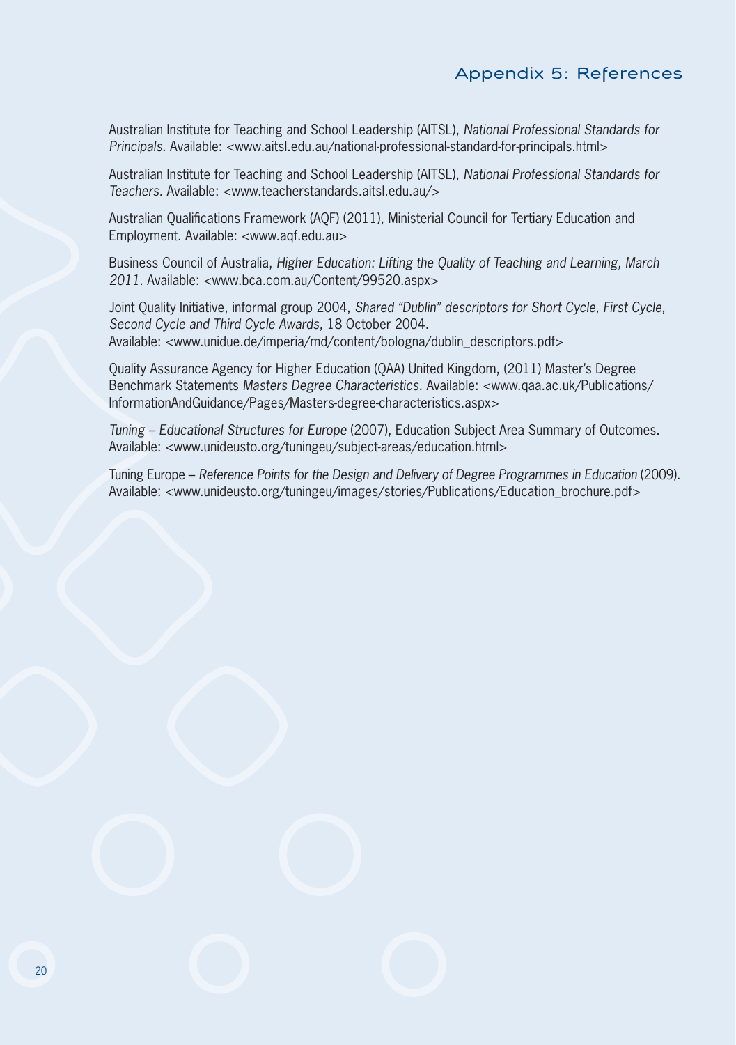# Appendix 5: References

Australian Institute for Teaching and School Leadership (AITSL), *National Professional Standards for Principals*. Available: <www.aitsl.edu.au/national-professional-standard-for-principals.html>

Australian Institute for Teaching and School Leadership (AITSL), *National Professional Standards for Teachers*. Available: <www.teacherstandards.aitsl.edu.au/>

Australian Qualifications Framework (AQF) (2011), Ministerial Council for Tertiary Education and Employment. Available: <www.aqf.edu.au>

Business Council of Australia, *Higher Education: Lifting the Quality of Teaching and Learning, March 2011*. Available: <www.bca.com.au/Content/99520.aspx>

Joint Quality Initiative, informal group 2004, *Shared "Dublin" descriptors for Short Cycle, First Cycle, Second Cycle and Third Cycle Awards*, 18 October 2004.
Available: <www.unidue.de/imperia/md/content/bologna/dublin_descriptors.pdf>

Quality Assurance Agency for Higher Education (QAA) United Kingdom, (2011) Master's Degree Benchmark Statements *Masters Degree Characteristics*. Available: <www.qaa.ac.uk/Publications/InformationAndGuidance/Pages/Masters-degree-characteristics.aspx>

*Tuning – Educational Structures for Europe* (2007), Education Subject Area Summary of Outcomes. Available: <www.unideusto.org/tuningeu/subject-areas/education.html>

Tuning Europe – *Reference Points for the Design and Delivery of Degree Programmes in Education* (2009). Available: <www.unideusto.org/tuningeu/images/stories/Publications/Education_brochure.pdf>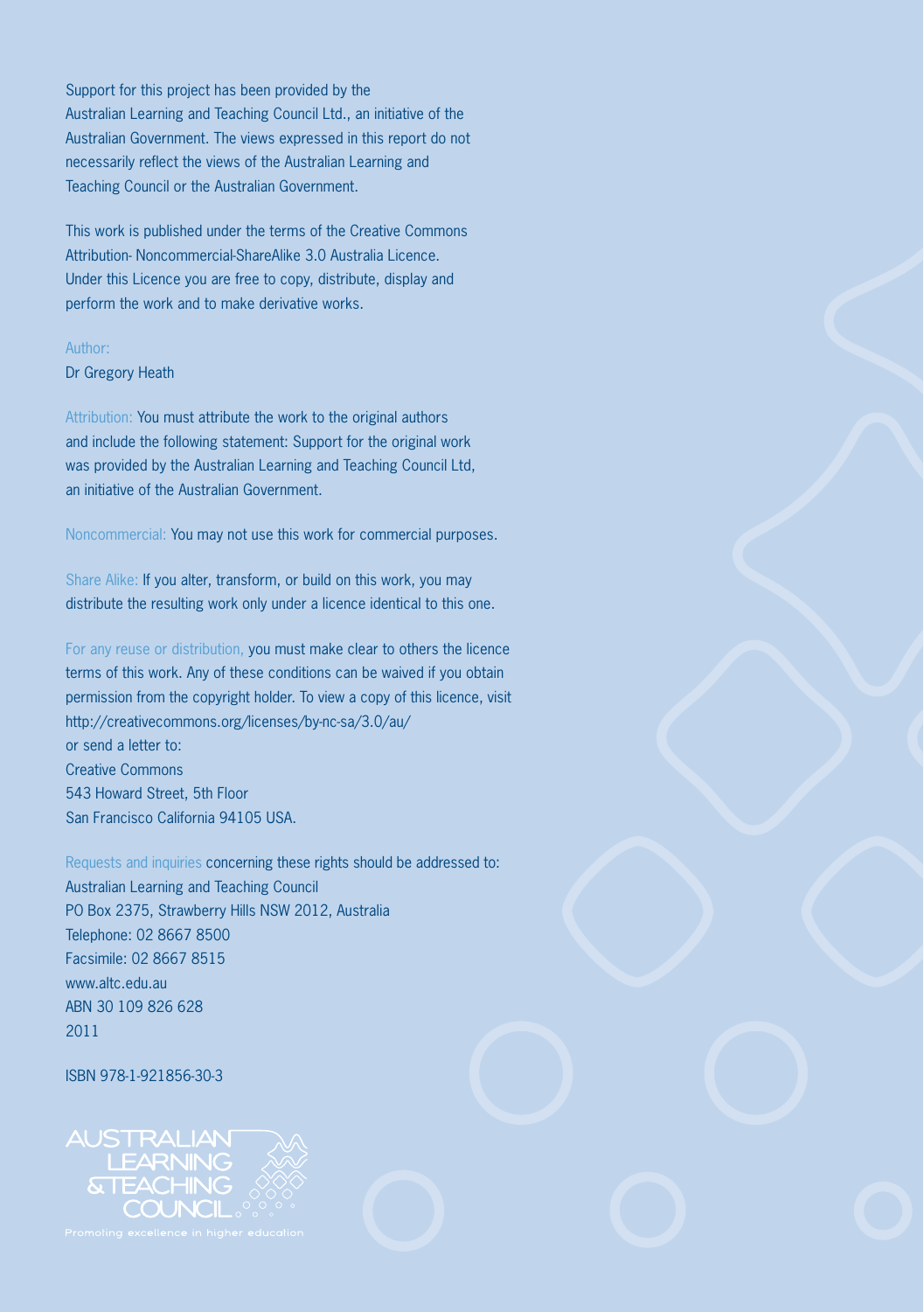Support for this project has been provided by the Australian Learning and Teaching Council Ltd., an initiative of the Australian Government. The views expressed in this report do not necessarily reflect the views of the Australian Learning and Teaching Council or the Australian Government.

This work is published under the terms of the Creative Commons Attribution- Noncommercial-ShareAlike 3.0 Australia Licence. Under this Licence you are free to copy, distribute, display and perform the work and to make derivative works.

Author:
Dr Gregory Heath

Attribution: You must attribute the work to the original authors and include the following statement: Support for the original work was provided by the Australian Learning and Teaching Council Ltd, an initiative of the Australian Government.

Noncommercial: You may not use this work for commercial purposes.

Share Alike: If you alter, transform, or build on this work, you may distribute the resulting work only under a licence identical to this one.

For any reuse or distribution, you must make clear to others the licence terms of this work. Any of these conditions can be waived if you obtain permission from the copyright holder. To view a copy of this licence, visit
http://creativecommons.org/licenses/by-nc-sa/3.0/au/
or send a letter to:
Creative Commons
543 Howard Street, 5th Floor
San Francisco California 94105 USA.

Requests and inquiries concerning these rights should be addressed to:
Australian Learning and Teaching Council
PO Box 2375, Strawberry Hills NSW 2012, Australia
Telephone: 02 8667 8500
Facsimile: 02 8667 8515
www.altc.edu.au
ABN 30 109 826 628
2011

ISBN 978-1-921856-30-3

AUSTRALIAN LEARNING & TEACHING COUNCIL
Promoting excellence in higher education